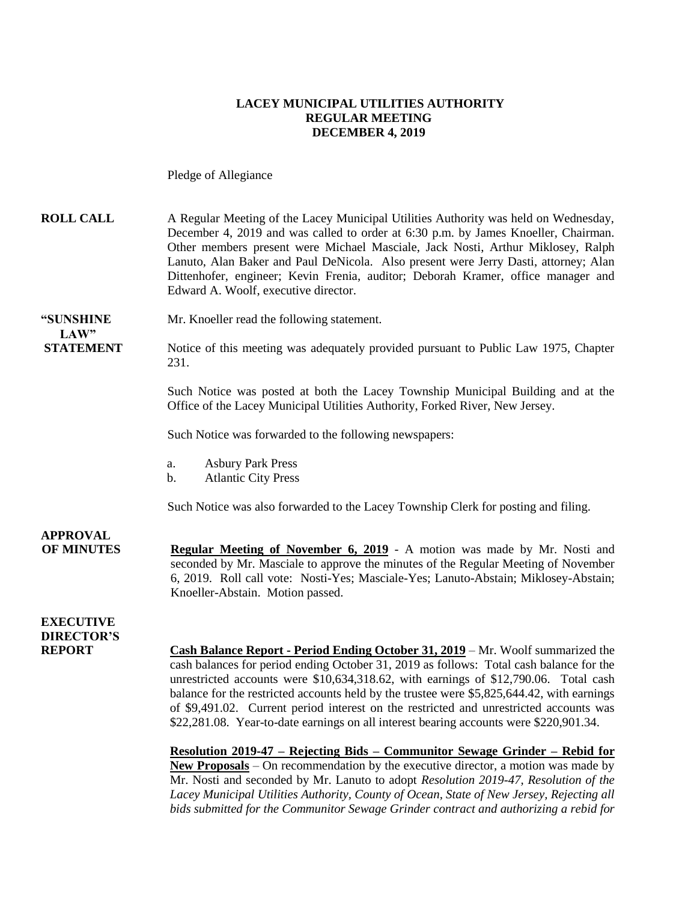**LACEY MUNICIPAL UTILITIES AUTHORITY**
**REGULAR MEETING**
**DECEMBER 4, 2019**

Pledge of Allegiance

**ROLL CALL** A Regular Meeting of the Lacey Municipal Utilities Authority was held on Wednesday, December 4, 2019 and was called to order at 6:30 p.m. by James Knoeller, Chairman. Other members present were Michael Masciale, Jack Nosti, Arthur Miklosey, Ralph Lanuto, Alan Baker and Paul DeNicola. Also present were Jerry Dasti, attorney; Alan Dittenhofer, engineer; Kevin Frenia, auditor; Deborah Kramer, office manager and Edward A. Woolf, executive director.

**"SUNSHINE LAW" STATEMENT** Mr. Knoeller read the following statement.

Notice of this meeting was adequately provided pursuant to Public Law 1975, Chapter 231.

Such Notice was posted at both the Lacey Township Municipal Building and at the Office of the Lacey Municipal Utilities Authority, Forked River, New Jersey.

Such Notice was forwarded to the following newspapers:

a. Asbury Park Press
b. Atlantic City Press

Such Notice was also forwarded to the Lacey Township Clerk for posting and filing.

**APPROVAL OF MINUTES** **Regular Meeting of November 6, 2019** - A motion was made by Mr. Nosti and seconded by Mr. Masciale to approve the minutes of the Regular Meeting of November 6, 2019. Roll call vote: Nosti-Yes; Masciale-Yes; Lanuto-Abstain; Miklosey-Abstain; Knoeller-Abstain. Motion passed.

**EXECUTIVE DIRECTOR'S REPORT** **Cash Balance Report - Period Ending October 31, 2019** – Mr. Woolf summarized the cash balances for period ending October 31, 2019 as follows: Total cash balance for the unrestricted accounts were $10,634,318.62, with earnings of $12,790.06. Total cash balance for the restricted accounts held by the trustee were $5,825,644.42, with earnings of $9,491.02. Current period interest on the restricted and unrestricted accounts was $22,281.08. Year-to-date earnings on all interest bearing accounts were $220,901.34.

**Resolution 2019-47 – Rejecting Bids – Communitor Sewage Grinder – Rebid for New Proposals** – On recommendation by the executive director, a motion was made by Mr. Nosti and seconded by Mr. Lanuto to adopt *Resolution 2019-47, Resolution of the Lacey Municipal Utilities Authority, County of Ocean, State of New Jersey, Rejecting all bids submitted for the Communitor Sewage Grinder contract and authorizing a rebid for*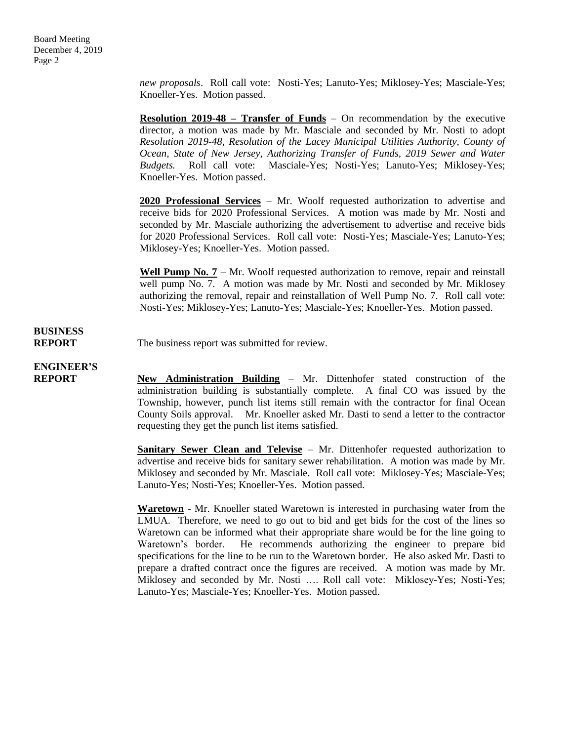*new proposals*. Roll call vote: Nosti-Yes; Lanuto-Yes; Miklosey-Yes; Masciale-Yes; Knoeller-Yes. Motion passed.

**Resolution 2019-48 – Transfer of Funds** – On recommendation by the executive director, a motion was made by Mr. Masciale and seconded by Mr. Nosti to adopt *Resolution 2019-48, Resolution of the Lacey Municipal Utilities Authority, County of Ocean, State of New Jersey, Authorizing Transfer of Funds, 2019 Sewer and Water Budgets.* Roll call vote: Masciale-Yes; Nosti-Yes; Lanuto-Yes; Miklosey-Yes; Knoeller-Yes. Motion passed.

**2020 Professional Services** – Mr. Woolf requested authorization to advertise and receive bids for 2020 Professional Services. A motion was made by Mr. Nosti and seconded by Mr. Masciale authorizing the advertisement to advertise and receive bids for 2020 Professional Services. Roll call vote: Nosti-Yes; Masciale-Yes; Lanuto-Yes; Miklosey-Yes; Knoeller-Yes. Motion passed.

**Well Pump No. 7** – Mr. Woolf requested authorization to remove, repair and reinstall well pump No. 7. A motion was made by Mr. Nosti and seconded by Mr. Miklosey authorizing the removal, repair and reinstallation of Well Pump No. 7. Roll call vote: Nosti-Yes; Miklosey-Yes; Lanuto-Yes; Masciale-Yes; Knoeller-Yes. Motion passed.

**BUSINESS REPORT**

The business report was submitted for review.

**ENGINEER'S REPORT**

**New Administration Building** – Mr. Dittenhofer stated construction of the administration building is substantially complete. A final CO was issued by the Township, however, punch list items still remain with the contractor for final Ocean County Soils approval. Mr. Knoeller asked Mr. Dasti to send a letter to the contractor requesting they get the punch list items satisfied.

**Sanitary Sewer Clean and Televise** – Mr. Dittenhofer requested authorization to advertise and receive bids for sanitary sewer rehabilitation. A motion was made by Mr. Miklosey and seconded by Mr. Masciale. Roll call vote: Miklosey-Yes; Masciale-Yes; Lanuto-Yes; Nosti-Yes; Knoeller-Yes. Motion passed.

**Waretown** - Mr. Knoeller stated Waretown is interested in purchasing water from the LMUA. Therefore, we need to go out to bid and get bids for the cost of the lines so Waretown can be informed what their appropriate share would be for the line going to Waretown's border. He recommends authorizing the engineer to prepare bid specifications for the line to be run to the Waretown border. He also asked Mr. Dasti to prepare a drafted contract once the figures are received. A motion was made by Mr. Miklosey and seconded by Mr. Nosti …. Roll call vote: Miklosey-Yes; Nosti-Yes; Lanuto-Yes; Masciale-Yes; Knoeller-Yes. Motion passed.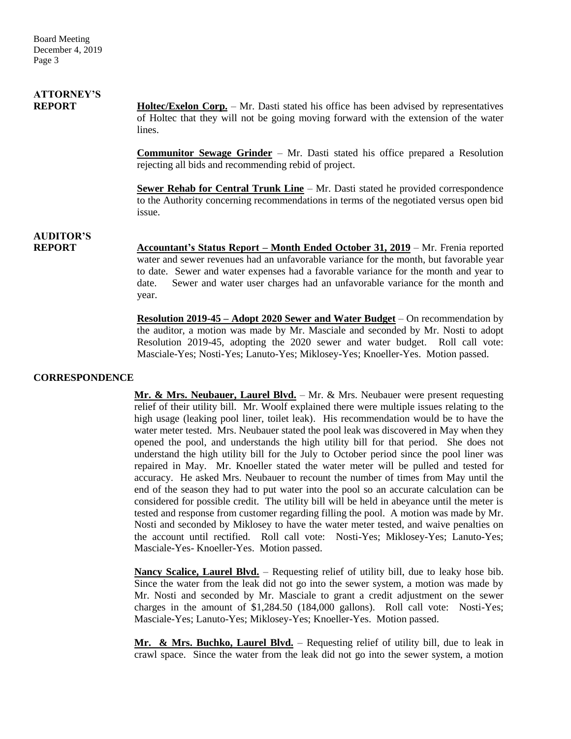## ATTORNEY'S REPORT

**Holtec/Exelon Corp.** – Mr. Dasti stated his office has been advised by representatives of Holtec that they will not be going moving forward with the extension of the water lines.

**Communitor Sewage Grinder** – Mr. Dasti stated his office prepared a Resolution rejecting all bids and recommending rebid of project.

**Sewer Rehab for Central Trunk Line** – Mr. Dasti stated he provided correspondence to the Authority concerning recommendations in terms of the negotiated versus open bid issue.

## AUDITOR'S REPORT

**Accountant's Status Report – Month Ended October 31, 2019** – Mr. Frenia reported water and sewer revenues had an unfavorable variance for the month, but favorable year to date. Sewer and water expenses had a favorable variance for the month and year to date. Sewer and water user charges had an unfavorable variance for the month and year.

**Resolution 2019-45 – Adopt 2020 Sewer and Water Budget** – On recommendation by the auditor, a motion was made by Mr. Masciale and seconded by Mr. Nosti to adopt Resolution 2019-45, adopting the 2020 sewer and water budget. Roll call vote: Masciale-Yes; Nosti-Yes; Lanuto-Yes; Miklosey-Yes; Knoeller-Yes. Motion passed.

## CORRESPONDENCE

**Mr. & Mrs. Neubauer, Laurel Blvd.** – Mr. & Mrs. Neubauer were present requesting relief of their utility bill. Mr. Woolf explained there were multiple issues relating to the high usage (leaking pool liner, toilet leak). His recommendation would be to have the water meter tested. Mrs. Neubauer stated the pool leak was discovered in May when they opened the pool, and understands the high utility bill for that period. She does not understand the high utility bill for the July to October period since the pool liner was repaired in May. Mr. Knoeller stated the water meter will be pulled and tested for accuracy. He asked Mrs. Neubauer to recount the number of times from May until the end of the season they had to put water into the pool so an accurate calculation can be considered for possible credit. The utility bill will be held in abeyance until the meter is tested and response from customer regarding filling the pool. A motion was made by Mr. Nosti and seconded by Miklosey to have the water meter tested, and waive penalties on the account until rectified. Roll call vote: Nosti-Yes; Miklosey-Yes; Lanuto-Yes; Masciale-Yes- Knoeller-Yes. Motion passed.

**Nancy Scalice, Laurel Blvd.** – Requesting relief of utility bill, due to leaky hose bib. Since the water from the leak did not go into the sewer system, a motion was made by Mr. Nosti and seconded by Mr. Masciale to grant a credit adjustment on the sewer charges in the amount of $1,284.50 (184,000 gallons). Roll call vote: Nosti-Yes; Masciale-Yes; Lanuto-Yes; Miklosey-Yes; Knoeller-Yes. Motion passed.

**Mr. & Mrs. Buchko, Laurel Blvd.** – Requesting relief of utility bill, due to leak in crawl space. Since the water from the leak did not go into the sewer system, a motion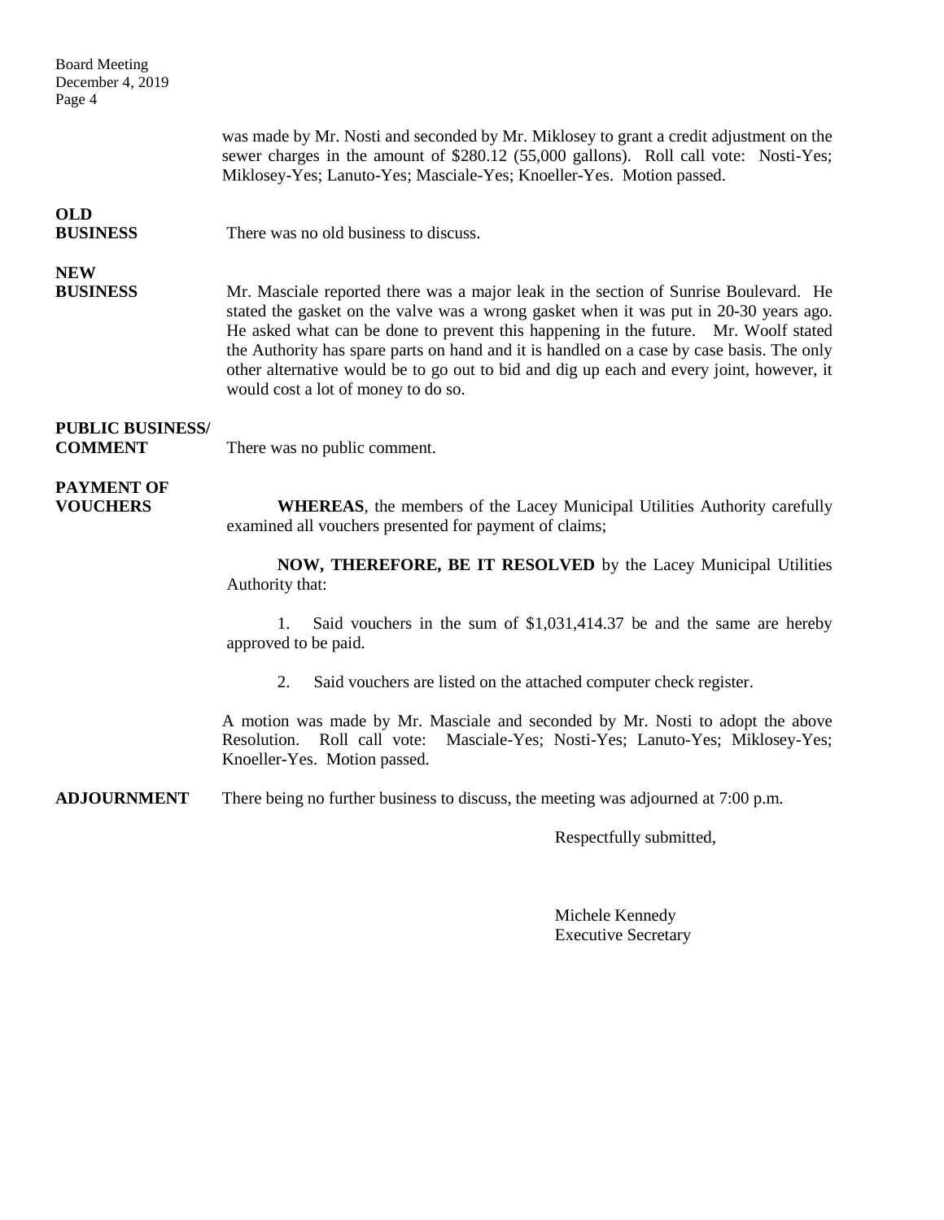was made by Mr. Nosti and seconded by Mr. Miklosey to grant a credit adjustment on the sewer charges in the amount of $280.12 (55,000 gallons). Roll call vote: Nosti-Yes; Miklosey-Yes; Lanuto-Yes; Masciale-Yes; Knoeller-Yes. Motion passed.

**OLD BUSINESS**

There was no old business to discuss.

**NEW BUSINESS**

Mr. Masciale reported there was a major leak in the section of Sunrise Boulevard. He stated the gasket on the valve was a wrong gasket when it was put in 20-30 years ago. He asked what can be done to prevent this happening in the future. Mr. Woolf stated the Authority has spare parts on hand and it is handled on a case by case basis. The only other alternative would be to go out to bid and dig up each and every joint, however, it would cost a lot of money to do so.

**PUBLIC BUSINESS/ COMMENT**

There was no public comment.

**PAYMENT OF VOUCHERS**

**WHEREAS**, the members of the Lacey Municipal Utilities Authority carefully examined all vouchers presented for payment of claims;

**NOW, THEREFORE, BE IT RESOLVED** by the Lacey Municipal Utilities Authority that:

1. Said vouchers in the sum of $1,031,414.37 be and the same are hereby approved to be paid.
2. Said vouchers are listed on the attached computer check register.

A motion was made by Mr. Masciale and seconded by Mr. Nosti to adopt the above Resolution. Roll call vote: Masciale-Yes; Nosti-Yes; Lanuto-Yes; Miklosey-Yes; Knoeller-Yes. Motion passed.

**ADJOURNMENT**

There being no further business to discuss, the meeting was adjourned at 7:00 p.m.

Respectfully submitted,

Michele Kennedy
Executive Secretary